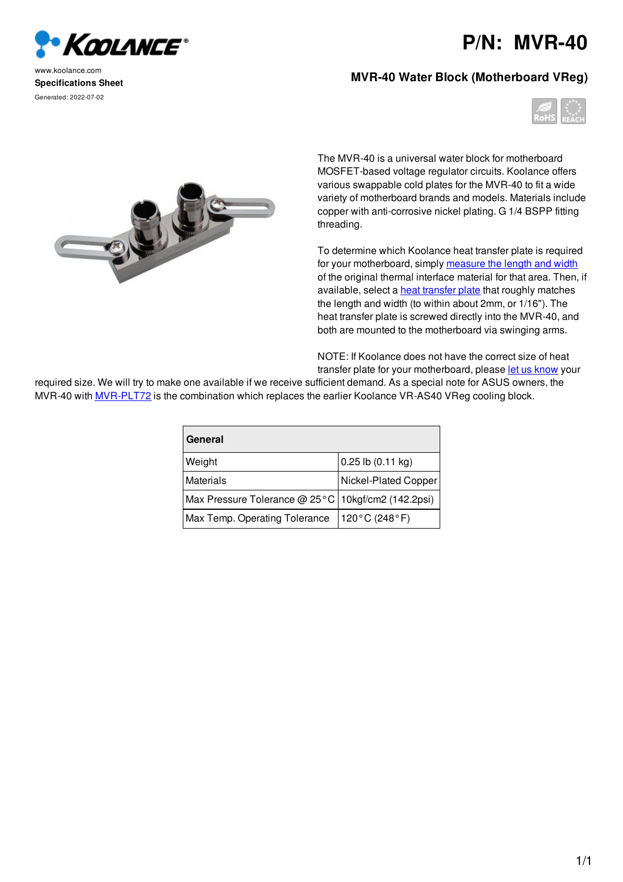www.koolance.com

**Specifications Sheet**

Generated: 2022-07-02

# P/N: MVR-40

## MVR-40 Water Block (Motherboard VReg)

The MVR-40 is a universal water block for motherboard MOSFET-based voltage regulator circuits. Koolance offers various swappable cold plates for the MVR-40 to fit a wide variety of motherboard brands and models. Materials include copper with anti-corrosive nickel plating. G 1/4 BSPP fitting threading.

To determine which Koolance heat transfer plate is required for your motherboard, simply measure the length and width of the original thermal interface material for that area. Then, if available, select a heat transfer plate that roughly matches the length and width (to within about 2mm, or 1/16"). The heat transfer plate is screwed directly into the MVR-40, and both are mounted to the motherboard via swinging arms.

NOTE: If Koolance does not have the correct size of heat transfer plate for your motherboard, please let us know your required size. We will try to make one available if we receive sufficient demand. As a special note for ASUS owners, the MVR-40 with MVR-PLT72 is the combination which replaces the earlier Koolance VR-AS40 VReg cooling block.

| General | |
|---|---|
| Weight | 0.25 lb (0.11 kg) |
| Materials | Nickel-Plated Copper |
| Max Pressure Tolerance @ 25°C | 10kgf/cm2 (142.2psi) |
| Max Temp. Operating Tolerance | 120°C (248°F) |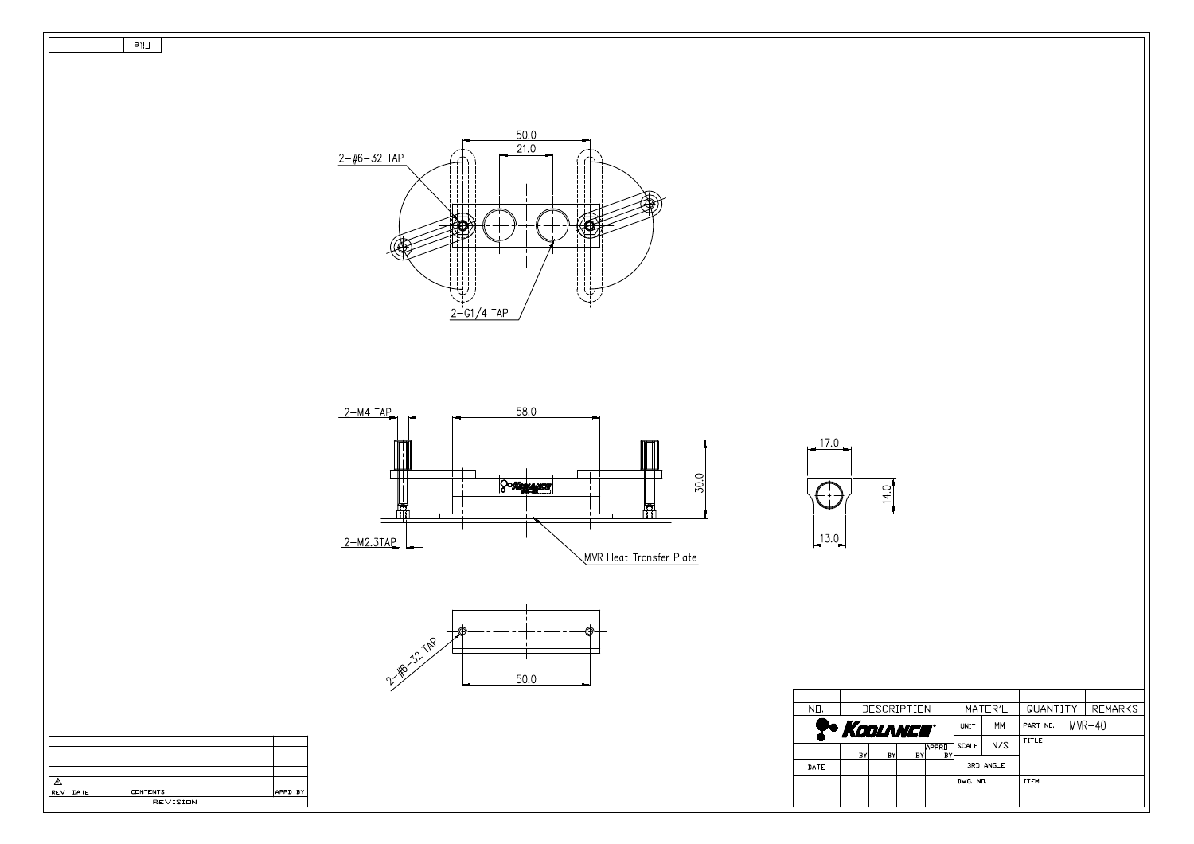File

50.0

21.0

2-#6-32 TAP

2-G1/4 TAP

2-M4 TAP

58.0

30.0

2-M2.3TAP

MVR Heat Transfer Plate

17.0

14.0

13.0

2-#6-32 TAP

50.0

| | | | |
|---|---|---|---|
| | | | |
| | | | |
| | | | |
| | | | |
| ⚠ | | | |
| REV | DATE | CONTENTS | APPD BY |
| REVISION | | | |

| | | | | | | | | |
|---|---|---|---|---|---|---|---|---|
| NO. | DESCRIPTION | | | | MATER'L | | QUANTITY | REMARKS |
| KOOLANCE | | | | | UNIT | MM | PART NO. MVR-40 | |
| | BY | BY | BY | APPRD BY | SCALE | N/S | TITLE | |
| DATE | | | | | 3RD ANGLE | | | |
| | | | | | DWG. NO. | | ITEM | |